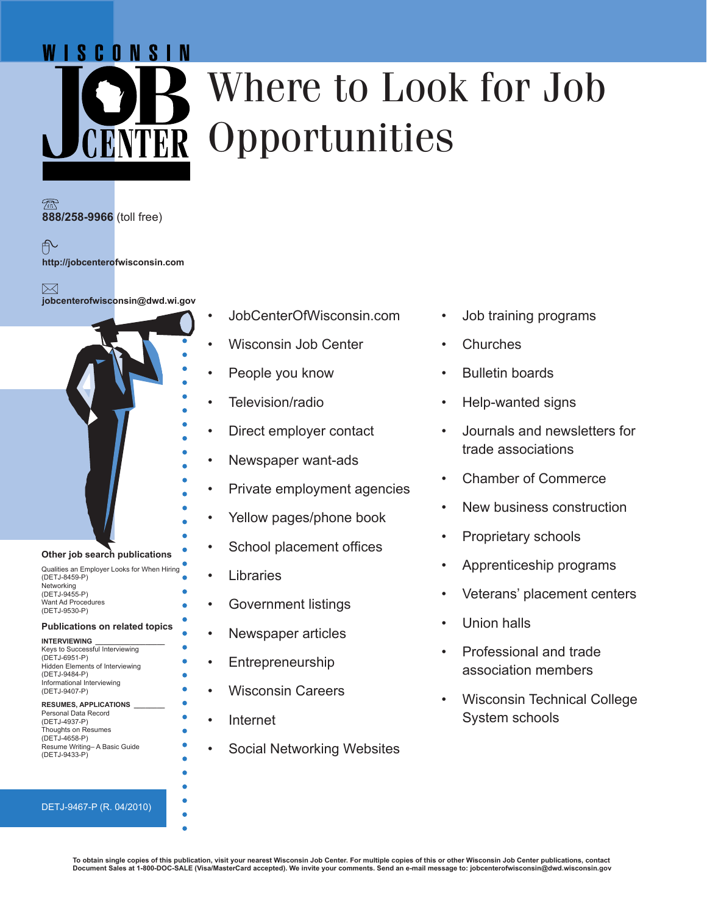# Wisconsin Job Center

# Where to Look for Job Opportunities

888/258-9966 (toll free)

http://jobcenterofwisconsin.com

jobcenterofwisconsin@dwd.wi.gov

- JobCenterOfWisconsin.com
- Wisconsin Job Center
- People you know
- Television/radio
- Direct employer contact
- Newspaper want-ads
- Private employment agencies
- Yellow pages/phone book
- School placement offices
- Libraries
- Government listings
- Newspaper articles
- Entrepreneurship
- Wisconsin Careers
- Internet
- Social Networking Websites
- Job training programs
- Churches
- Bulletin boards
- Help-wanted signs
- Journals and newsletters for trade associations
- Chamber of Commerce
- New business construction
- Proprietary schools
- Apprenticeship programs
- Veterans' placement centers
- Union halls
- Professional and trade association members
- Wisconsin Technical College System schools

**Other job search publications**

Qualities an Employer Looks for When Hiring
(DETJ-8459-P)
Networking
(DETJ-9455-P)
Want Ad Procedures
(DETJ-9530-P)

**Publications on related topics**

**INTERVIEWING**

Keys to Successful Interviewing
(DETJ-6951-P)
Hidden Elements of Interviewing
(DETJ-9484-P)
Informational Interviewing
(DETJ-9407-P)

**RESUMES, APPLICATIONS**

Personal Data Record
(DETJ-4937-P)
Thoughts on Resumes
(DETJ-4658-P)
Resume Writing– A Basic Guide
(DETJ-9433-P)

DETJ-9467-P (R. 04/2010)

**To obtain single copies of this publication, visit your nearest Wisconsin Job Center. For multiple copies of this or other Wisconsin Job Center publications, contact Document Sales at 1-800-DOC-SALE (Visa/MasterCard accepted). We invite your comments. Send an e-mail message to: jobcenterofwisconsin@dwd.wisconsin.gov**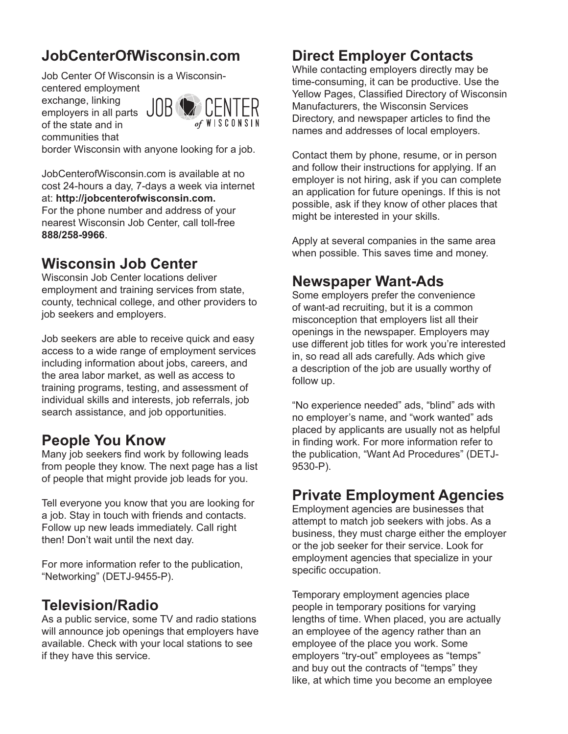## JobCenterOfWisconsin.com

Job Center Of Wisconsin is a Wisconsin-centered employment exchange, linking employers in all parts of the state and in communities that border Wisconsin with anyone looking for a job.

JobCenterofWisconsin.com is available at no cost 24-hours a day, 7-days a week via internet at: **http://jobcenterofwisconsin.com.** For the phone number and address of your nearest Wisconsin Job Center, call toll-free **888/258-9966**.

## Wisconsin Job Center

Wisconsin Job Center locations deliver employment and training services from state, county, technical college, and other providers to job seekers and employers.

Job seekers are able to receive quick and easy access to a wide range of employment services including information about jobs, careers, and the area labor market, as well as access to training programs, testing, and assessment of individual skills and interests, job referrals, job search assistance, and job opportunities.

## People You Know

Many job seekers find work by following leads from people they know. The next page has a list of people that might provide job leads for you.

Tell everyone you know that you are looking for a job. Stay in touch with friends and contacts. Follow up new leads immediately. Call right then! Don't wait until the next day.

For more information refer to the publication, "Networking" (DETJ-9455-P).

## Television/Radio

As a public service, some TV and radio stations will announce job openings that employers have available. Check with your local stations to see if they have this service.

## Direct Employer Contacts

While contacting employers directly may be time-consuming, it can be productive. Use the Yellow Pages, Classified Directory of Wisconsin Manufacturers, the Wisconsin Services Directory, and newspaper articles to find the names and addresses of local employers.

Contact them by phone, resume, or in person and follow their instructions for applying. If an employer is not hiring, ask if you can complete an application for future openings. If this is not possible, ask if they know of other places that might be interested in your skills.

Apply at several companies in the same area when possible. This saves time and money.

## Newspaper Want-Ads

Some employers prefer the convenience of want-ad recruiting, but it is a common misconception that employers list all their openings in the newspaper. Employers may use different job titles for work you're interested in, so read all ads carefully. Ads which give a description of the job are usually worthy of follow up.

"No experience needed" ads, "blind" ads with no employer's name, and "work wanted" ads placed by applicants are usually not as helpful in finding work. For more information refer to the publication, "Want Ad Procedures" (DETJ-9530-P).

## Private Employment Agencies

Employment agencies are businesses that attempt to match job seekers with jobs. As a business, they must charge either the employer or the job seeker for their service. Look for employment agencies that specialize in your specific occupation.

Temporary employment agencies place people in temporary positions for varying lengths of time. When placed, you are actually an employee of the agency rather than an employee of the place you work. Some employers "try-out" employees as "temps" and buy out the contracts of "temps" they like, at which time you become an employee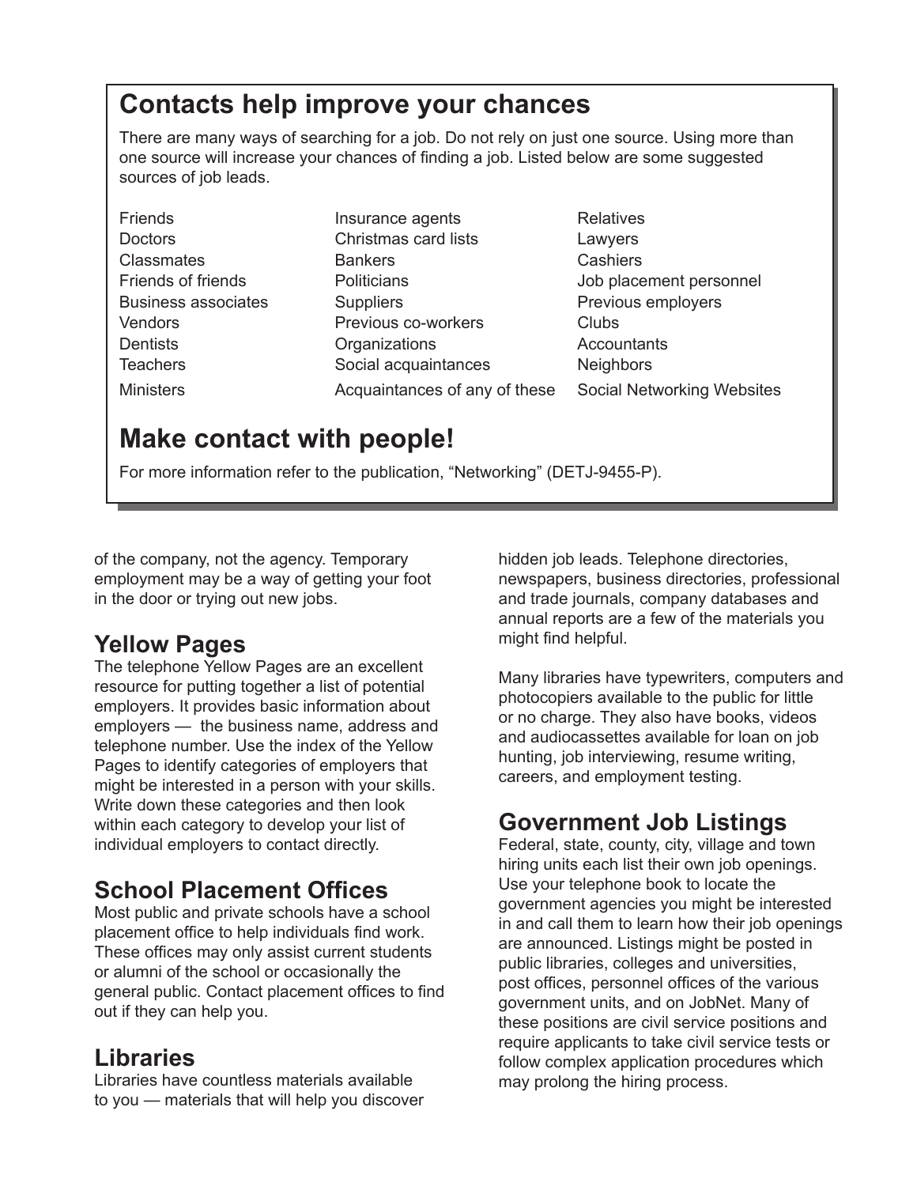## Contacts help improve your chances

There are many ways of searching for a job. Do not rely on just one source. Using more than one source will increase your chances of finding a job. Listed below are some suggested sources of job leads.

| | | |
|---|---|---|
| Friends | Insurance agents | Relatives |
| Doctors | Christmas card lists | Lawyers |
| Classmates | Bankers | Cashiers |
| Friends of friends | Politicians | Job placement personnel |
| Business associates | Suppliers | Previous employers |
| Vendors | Previous co-workers | Clubs |
| Dentists | Organizations | Accountants |
| Teachers | Social acquaintances | Neighbors |
| Ministers | Acquaintances of any of these | Social Networking Websites |

## Make contact with people!

For more information refer to the publication, "Networking" (DETJ-9455-P).

of the company, not the agency. Temporary employment may be a way of getting your foot in the door or trying out new jobs.

## Yellow Pages

The telephone Yellow Pages are an excellent resource for putting together a list of potential employers. It provides basic information about employers — the business name, address and telephone number. Use the index of the Yellow Pages to identify categories of employers that might be interested in a person with your skills. Write down these categories and then look within each category to develop your list of individual employers to contact directly.

## School Placement Offices

Most public and private schools have a school placement office to help individuals find work. These offices may only assist current students or alumni of the school or occasionally the general public. Contact placement offices to find out if they can help you.

## Libraries

Libraries have countless materials available to you — materials that will help you discover hidden job leads. Telephone directories, newspapers, business directories, professional and trade journals, company databases and annual reports are a few of the materials you might find helpful.

Many libraries have typewriters, computers and photocopiers available to the public for little or no charge. They also have books, videos and audiocassettes available for loan on job hunting, job interviewing, resume writing, careers, and employment testing.

## Government Job Listings

Federal, state, county, city, village and town hiring units each list their own job openings. Use your telephone book to locate the government agencies you might be interested in and call them to learn how their job openings are announced. Listings might be posted in public libraries, colleges and universities, post offices, personnel offices of the various government units, and on JobNet. Many of these positions are civil service positions and require applicants to take civil service tests or follow complex application procedures which may prolong the hiring process.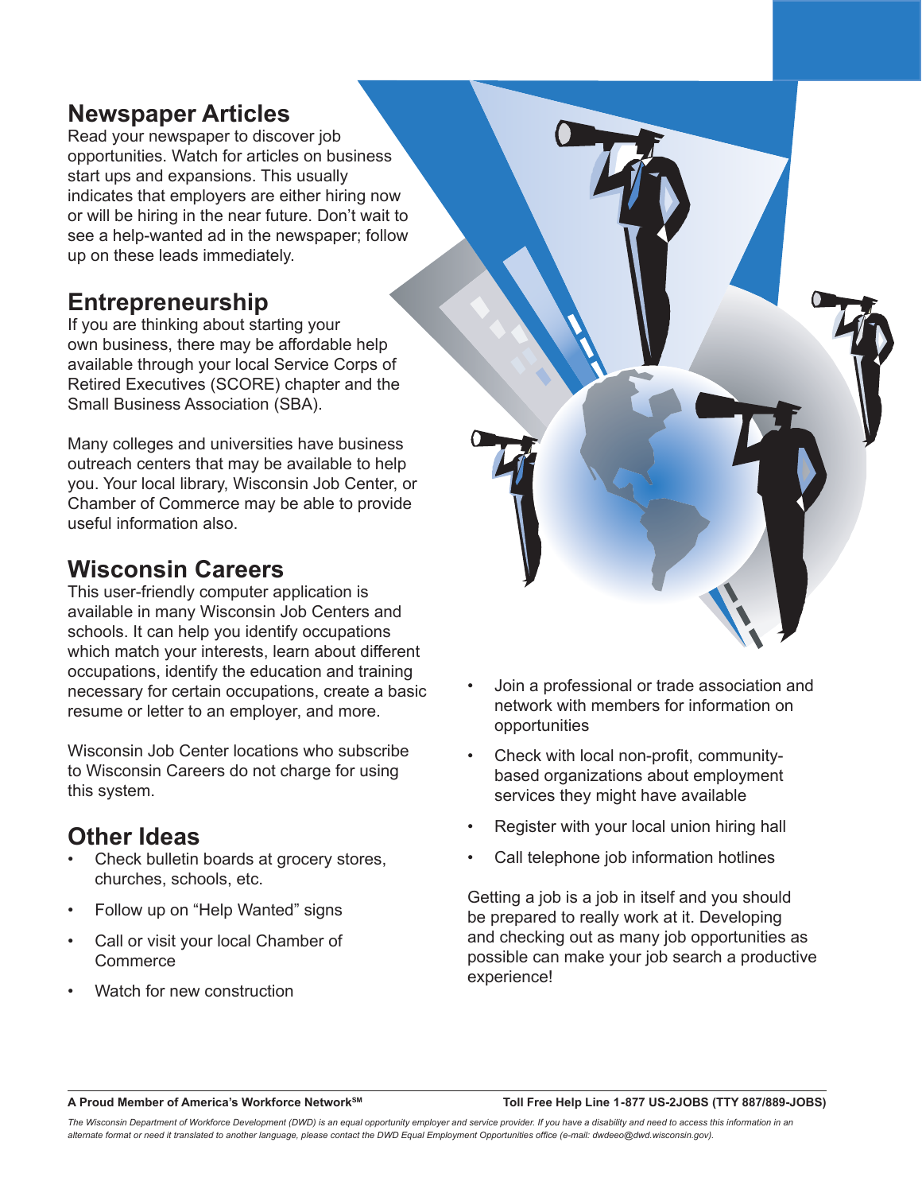## Newspaper Articles

Read your newspaper to discover job opportunities. Watch for articles on business start ups and expansions. This usually indicates that employers are either hiring now or will be hiring in the near future. Don't wait to see a help-wanted ad in the newspaper; follow up on these leads immediately.

## Entrepreneurship

If you are thinking about starting your own business, there may be affordable help available through your local Service Corps of Retired Executives (SCORE) chapter and the Small Business Association (SBA).

Many colleges and universities have business outreach centers that may be available to help you. Your local library, Wisconsin Job Center, or Chamber of Commerce may be able to provide useful information also.

## Wisconsin Careers

This user-friendly computer application is available in many Wisconsin Job Centers and schools. It can help you identify occupations which match your interests, learn about different occupations, identify the education and training necessary for certain occupations, create a basic resume or letter to an employer, and more.

Wisconsin Job Center locations who subscribe to Wisconsin Careers do not charge for using this system.

## Other Ideas

- Check bulletin boards at grocery stores, churches, schools, etc.
- Follow up on "Help Wanted" signs
- Call or visit your local Chamber of Commerce
- Watch for new construction
- Join a professional or trade association and network with members for information on opportunities
- Check with local non-profit, community-based organizations about employment services they might have available
- Register with your local union hiring hall
- Call telephone job information hotlines

Getting a job is a job in itself and you should be prepared to really work at it. Developing and checking out as many job opportunities as possible can make your job search a productive experience!

**A Proud Member of America's Workforce Network**[SM] **Toll Free Help Line 1-877 US-2JOBS (TTY 887/889-JOBS)**

*The Wisconsin Department of Workforce Development (DWD) is an equal opportunity employer and service provider. If you have a disability and need to access this information in an alternate format or need it translated to another language, please contact the DWD Equal Employment Opportunities office (e-mail: dwdeeo@dwd.wisconsin.gov).*